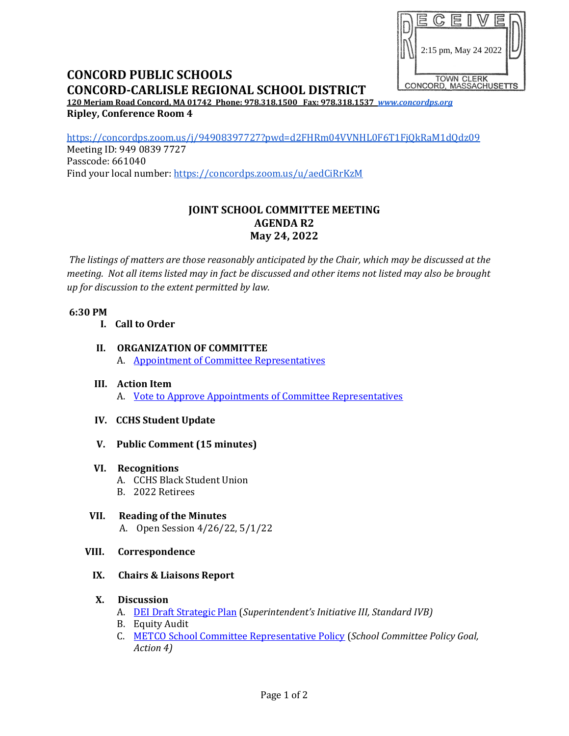RECEIVED
2:15 pm, May 24 2022
TOWN CLERK
CONCORD, MASSACHUSETTS

# CONCORD PUBLIC SCHOOLS
# CONCORD-CARLISLE REGIONAL SCHOOL DISTRICT

**120 Meriam Road Concord, MA 01742 Phone: 978.318.1500 Fax: 978.318.1537** ***www.concordps.org***

**Ripley, Conference Room 4**

https://concordps.zoom.us/j/94908397727?pwd=d2FHRm04VVNHL0F6T1FjQkRaM1dQdz09
Meeting ID: 949 0839 7727
Passcode: 661040
Find your local number: https://concordps.zoom.us/u/aedCiRrKzM

## JOINT SCHOOL COMMITTEE MEETING
## AGENDA R2
## May 24, 2022

*The listings of matters are those reasonably anticipated by the Chair, which may be discussed at the meeting. Not all items listed may in fact be discussed and other items not listed may also be brought up for discussion to the extent permitted by law.*

**6:30 PM**

I. **Call to Order**

II. **ORGANIZATION OF COMMITTEE**
   A. Appointment of Committee Representatives

III. **Action Item**
   A. Vote to Approve Appointments of Committee Representatives

IV. **CCHS Student Update**

V. **Public Comment (15 minutes)**

VI. **Recognitions**
   A. CCHS Black Student Union
   B. 2022 Retirees

VII. **Reading of the Minutes**
   A. Open Session 4/26/22, 5/1/22

VIII. **Correspondence**

IX. **Chairs & Liaisons Report**

X. **Discussion**
   A. DEI Draft Strategic Plan (*Superintendent's Initiative III, Standard IVB)*
   B. Equity Audit
   C. METCO School Committee Representative Policy (*School Committee Policy Goal, Action 4)*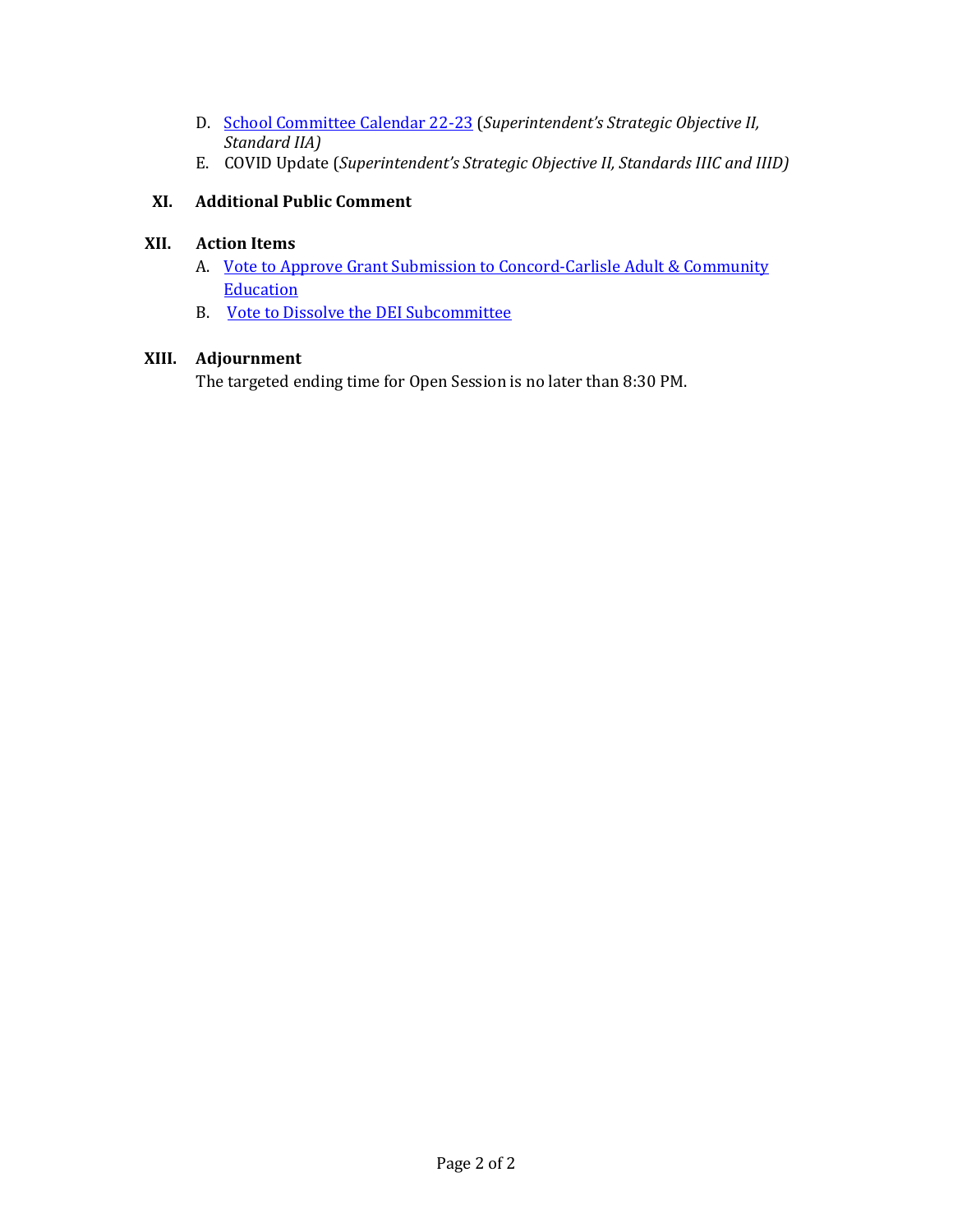D. School Committee Calendar 22-23 (*Superintendent's Strategic Objective II, Standard IIA)*
E. COVID Update (*Superintendent's Strategic Objective II, Standards IIIC and IIID)*

**XI. Additional Public Comment**

**XII. Action Items**

A. Vote to Approve Grant Submission to Concord-Carlisle Adult & Community Education
B. Vote to Dissolve the DEI Subcommittee

**XIII. Adjournment**

The targeted ending time for Open Session is no later than 8:30 PM.